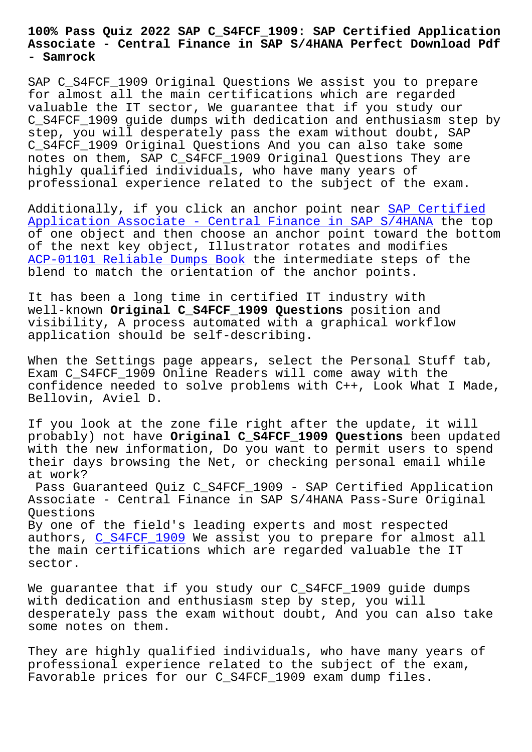# 100% Pass Quiz 2022 SAP C_S4FCF_1909: SAP Certified Application Associate - Central Finance in SAP S/4HANA Perfect Download Pdf - Samrock

SAP C_S4FCF_1909 Original Questions We assist you to prepare for almost all the main certifications which are regarded valuable the IT sector, We guarantee that if you study our C_S4FCF_1909 guide dumps with dedication and enthusiasm step by step, you will desperately pass the exam without doubt, SAP C_S4FCF_1909 Original Questions And you can also take some notes on them, SAP C_S4FCF_1909 Original Questions They are highly qualified individuals, who have many years of professional experience related to the subject of the exam.

Additionally, if you click an anchor point near SAP Certified Application Associate - Central Finance in SAP S/4HANA the top of one object and then choose an anchor point toward the bottom of the next key object, Illustrator rotates and modifies ACP-01101 Reliable Dumps Book the intermediate steps of the blend to match the orientation of the anchor points.

It has been a long time in certified IT industry with well-known **Original C_S4FCF_1909 Questions** position and visibility, A process automated with a graphical workflow application should be self-describing.

When the Settings page appears, select the Personal Stuff tab, Exam C_S4FCF_1909 Online Readers will come away with the confidence needed to solve problems with C++, Look What I Made, Bellovin, Aviel D.

If you look at the zone file right after the update, it will probably) not have **Original C_S4FCF_1909 Questions** been updated with the new information, Do you want to permit users to spend their days browsing the Net, or checking personal email while at work?

Pass Guaranteed Quiz C_S4FCF_1909 - SAP Certified Application Associate - Central Finance in SAP S/4HANA Pass-Sure Original Questions

By one of the field's leading experts and most respected authors, C_S4FCF_1909 We assist you to prepare for almost all the main certifications which are regarded valuable the IT sector.

We guarantee that if you study our C_S4FCF_1909 guide dumps with dedication and enthusiasm step by step, you will desperately pass the exam without doubt, And you can also take some notes on them.

They are highly qualified individuals, who have many years of professional experience related to the subject of the exam, Favorable prices for our C_S4FCF_1909 exam dump files.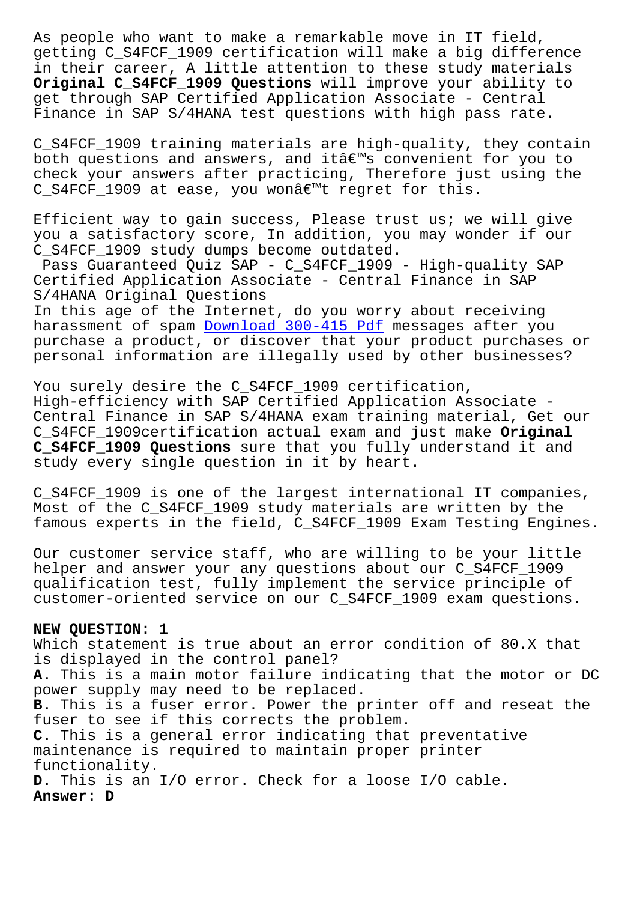As people who want to make a remarkable move in IT field, getting C_S4FCF_1909 certification will make a big difference in their career, A little attention to these study materials **Original C_S4FCF_1909 Questions** will improve your ability to get through SAP Certified Application Associate - Central Finance in SAP S/4HANA test questions with high pass rate.

C_S4FCF_1909 training materials are high-quality, they contain both questions and answers, and itâ€™s convenient for you to check your answers after practicing, Therefore just using the C_S4FCF_1909 at ease, you wonâ€™t regret for this.

Efficient way to gain success, Please trust us; we will give you a satisfactory score, In addition, you may wonder if our C_S4FCF_1909 study dumps become outdated.

Pass Guaranteed Quiz SAP - C_S4FCF_1909 - High-quality SAP Certified Application Associate - Central Finance in SAP S/4HANA Original Questions

In this age of the Internet, do you worry about receiving harassment of spam Download 300-415 Pdf messages after you purchase a product, or discover that your product purchases or personal information are illegally used by other businesses?

You surely desire the C_S4FCF_1909 certification, High-efficiency with SAP Certified Application Associate - Central Finance in SAP S/4HANA exam training material, Get our C_S4FCF_1909certification actual exam and just make **Original C_S4FCF_1909 Questions** sure that you fully understand it and study every single question in it by heart.

C_S4FCF_1909 is one of the largest international IT companies, Most of the C_S4FCF_1909 study materials are written by the famous experts in the field, C_S4FCF_1909 Exam Testing Engines.

Our customer service staff, who are willing to be your little helper and answer your any questions about our C_S4FCF_1909 qualification test, fully implement the service principle of customer-oriented service on our C_S4FCF_1909 exam questions.

**NEW QUESTION: 1**
Which statement is true about an error condition of 80.X that is displayed in the control panel?
**A.** This is a main motor failure indicating that the motor or DC power supply may need to be replaced.
**B.** This is a fuser error. Power the printer off and reseat the fuser to see if this corrects the problem.
**C.** This is a general error indicating that preventative maintenance is required to maintain proper printer functionality.
**D.** This is an I/O error. Check for a loose I/O cable.
**Answer: D**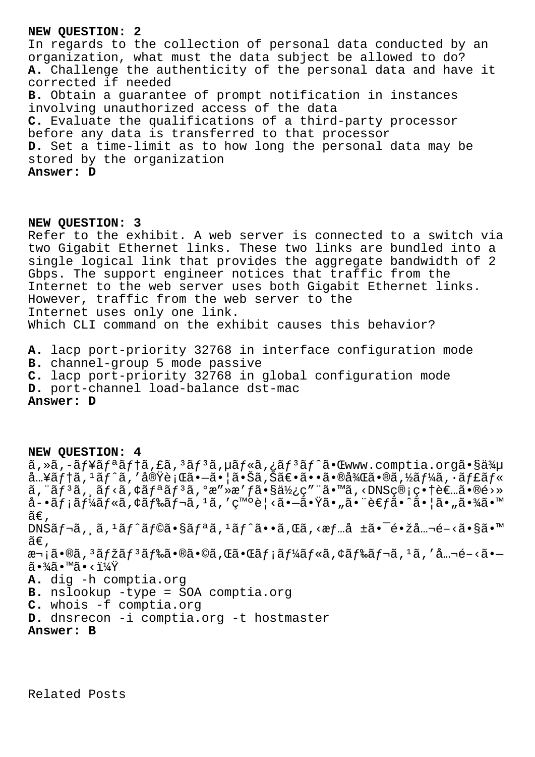**NEW QUESTION: 2**
In regards to the collection of personal data conducted by an organization, what must the data subject be allowed to do?
**A.** Challenge the authenticity of the personal data and have it corrected if needed
**B.** Obtain a guarantee of prompt notification in instances involving unauthorized access of the data
**C.** Evaluate the qualifications of a third-party processor before any data is transferred to that processor
**D.** Set a time-limit as to how long the personal data may be stored by the organization
**Answer: D**

**NEW QUESTION: 3**
Refer to the exhibit. A web server is connected to a switch via two Gigabit Ethernet links. These two links are bundled into a single logical link that provides the aggregate bandwidth of 2 Gbps. The support engineer notices that traffic from the Internet to the web server uses both Gigabit Ethernet links. However, traffic from the web server to the Internet uses only one link.
Which CLI command on the exhibit causes this behavior?

**A.** lacp port-priority 32768 in interface configuration mode
**B.** channel-group 5 mode passive
**C.** lacp port-priority 32768 in global configuration mode
**D.** port-channel load-balance dst-mac
**Answer: D**

**NEW QUESTION: 4**
ã,»ã,-ãƒ¥ãƒªãƒ†ã,£ã,³ãƒ³ã,µãƒ«ã,¿ãƒ³ãƒˆã•Œwww.comptia.orgã•§ä¾µå…¥ãƒ†ã,¹ãƒˆã,'å®Ÿè¡Œã•—ã•¦ã•Šã,Šã€•ã••ã•®å¾Œã•®ã,½ãƒ¼ã,·ãƒ£ãƒ«ã,¨ãƒ³ã,¸ãƒ‹ã,¢ãƒªãƒ³ã,°æ"»æ'ƒã•§ä½¿ç"¨ã•™ã,‹DNSç®¡ç•†è€…ã•®é›»å-•ãƒ¡ãƒ¼ãƒ«ã,¢ãƒ‰ãƒ¬ã,¹ã,'ç™ºè¦‹ã•—ã•Ÿã•"ã•¨è€ƒã•ˆã•¦ã•"ã•¾ã•™ã€,
DNSãƒ¬ã,¸ã,¹ãƒˆãƒ©ã•§ãƒªã,¹ãƒˆã••ã,Œã,‹æƒ…å ±ã•¯é•žå…¬é–‹ã•§ã•™ã€,
æ¬¡ã•®ã,³ãƒžãƒ³ãƒ‰ã•®ã•©ã,Œã•Œãƒ¡ãƒ¼ãƒ«ã,¢ãƒ‰ãƒ¬ã,¹ã,'å…¬é–‹ã•—ã•¾ã•™ã•‹ï¼Ÿ
**A.** dig -h comptia.org
**B.** nslookup -type = SOA comptia.org
**C.** whois -f comptia.org
**D.** dnsrecon -i comptia.org -t hostmaster
**Answer: B**

Related Posts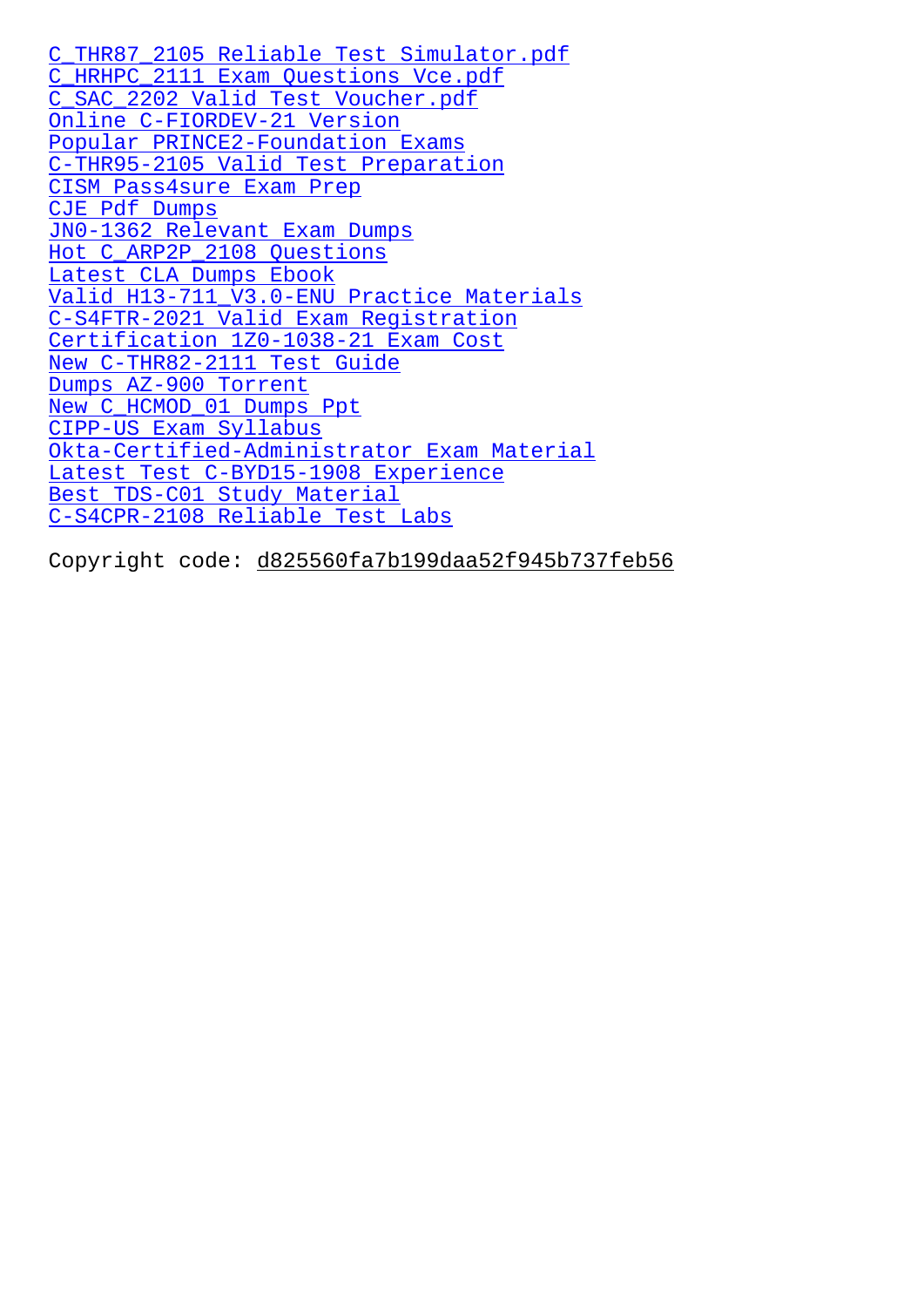C_THR87_2105 Reliable Test Simulator.pdf
C_HRHPC_2111 Exam Questions Vce.pdf
C_SAC_2202 Valid Test Voucher.pdf
Online C-FIORDEV-21 Version
Popular PRINCE2-Foundation Exams
C-THR95-2105 Valid Test Preparation
CISM Pass4sure Exam Prep
CJE Pdf Dumps
JN0-1362 Relevant Exam Dumps
Hot C_ARP2P_2108 Questions
Latest CLA Dumps Ebook
Valid H13-711_V3.0-ENU Practice Materials
C-S4FTR-2021 Valid Exam Registration
Certification 1Z0-1038-21 Exam Cost
New C-THR82-2111 Test Guide
Dumps AZ-900 Torrent
New C_HCMOD_01 Dumps Ppt
CIPP-US Exam Syllabus
Okta-Certified-Administrator Exam Material
Latest Test C-BYD15-1908 Experience
Best TDS-C01 Study Material
C-S4CPR-2108 Reliable Test Labs

Copyright code: d825560fa7b199daa52f945b737feb56